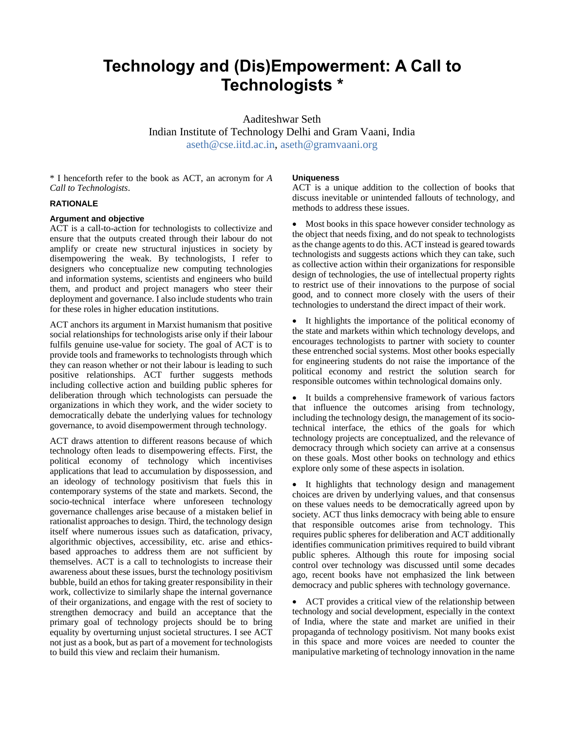# Technology and (Dis)Empowerment: A Call to Technologists *

Aaditeshwar Seth
Indian Institute of Technology Delhi and Gram Vaani, India
aseth@cse.iitd.ac.in, aseth@gramvaani.org

* I henceforth refer to the book as ACT, an acronym for *A Call to Technologists*.

## RATIONALE

### Argument and objective

ACT is a call-to-action for technologists to collectivize and ensure that the outputs created through their labour do not amplify or create new structural injustices in society by disempowering the weak. By technologists, I refer to designers who conceptualize new computing technologies and information systems, scientists and engineers who build them, and product and project managers who steer their deployment and governance. I also include students who train for these roles in higher education institutions.

ACT anchors its argument in Marxist humanism that positive social relationships for technologists arise only if their labour fulfils genuine use-value for society. The goal of ACT is to provide tools and frameworks to technologists through which they can reason whether or not their labour is leading to such positive relationships. ACT further suggests methods including collective action and building public spheres for deliberation through which technologists can persuade the organizations in which they work, and the wider society to democratically debate the underlying values for technology governance, to avoid disempowerment through technology.

ACT draws attention to different reasons because of which technology often leads to disempowering effects. First, the political economy of technology which incentivises applications that lead to accumulation by dispossession, and an ideology of technology positivism that fuels this in contemporary systems of the state and markets. Second, the socio-technical interface where unforeseen technology governance challenges arise because of a mistaken belief in rationalist approaches to design. Third, the technology design itself where numerous issues such as datafication, privacy, algorithmic objectives, accessibility, etc. arise and ethics-based approaches to address them are not sufficient by themselves. ACT is a call to technologists to increase their awareness about these issues, burst the technology positivism bubble, build an ethos for taking greater responsibility in their work, collectivize to similarly shape the internal governance of their organizations, and engage with the rest of society to strengthen democracy and build an acceptance that the primary goal of technology projects should be to bring equality by overturning unjust societal structures. I see ACT not just as a book, but as part of a movement for technologists to build this view and reclaim their humanism.

### Uniqueness

ACT is a unique addition to the collection of books that discuss inevitable or unintended fallouts of technology, and methods to address these issues.

- Most books in this space however consider technology as the object that needs fixing, and do not speak to technologists as the change agents to do this. ACT instead is geared towards technologists and suggests actions which they can take, such as collective action within their organizations for responsible design of technologies, the use of intellectual property rights to restrict use of their innovations to the purpose of social good, and to connect more closely with the users of their technologies to understand the direct impact of their work.
- It highlights the importance of the political economy of the state and markets within which technology develops, and encourages technologists to partner with society to counter these entrenched social systems. Most other books especially for engineering students do not raise the importance of the political economy and restrict the solution search for responsible outcomes within technological domains only.
- It builds a comprehensive framework of various factors that influence the outcomes arising from technology, including the technology design, the management of its socio-technical interface, the ethics of the goals for which technology projects are conceptualized, and the relevance of democracy through which society can arrive at a consensus on these goals. Most other books on technology and ethics explore only some of these aspects in isolation.
- It highlights that technology design and management choices are driven by underlying values, and that consensus on these values needs to be democratically agreed upon by society. ACT thus links democracy with being able to ensure that responsible outcomes arise from technology. This requires public spheres for deliberation and ACT additionally identifies communication primitives required to build vibrant public spheres. Although this route for imposing social control over technology was discussed until some decades ago, recent books have not emphasized the link between democracy and public spheres with technology governance.
- ACT provides a critical view of the relationship between technology and social development, especially in the context of India, where the state and market are unified in their propaganda of technology positivism. Not many books exist in this space and more voices are needed to counter the manipulative marketing of technology innovation in the name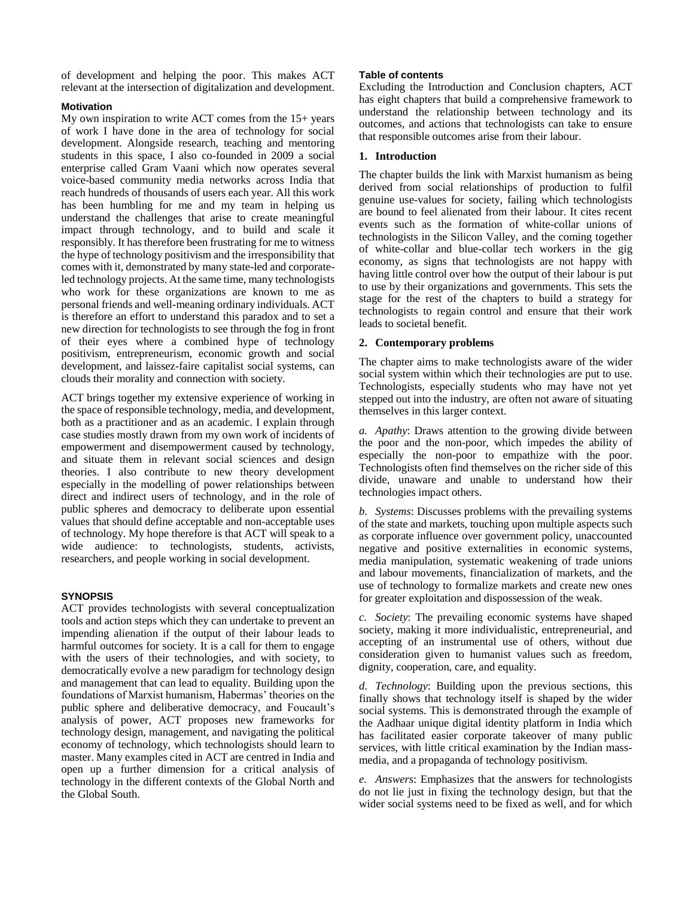of development and helping the poor. This makes ACT relevant at the intersection of digitalization and development.

### Motivation

My own inspiration to write ACT comes from the 15+ years of work I have done in the area of technology for social development. Alongside research, teaching and mentoring students in this space, I also co-founded in 2009 a social enterprise called Gram Vaani which now operates several voice-based community media networks across India that reach hundreds of thousands of users each year. All this work has been humbling for me and my team in helping us understand the challenges that arise to create meaningful impact through technology, and to build and scale it responsibly. It has therefore been frustrating for me to witness the hype of technology positivism and the irresponsibility that comes with it, demonstrated by many state-led and corporate-led technology projects. At the same time, many technologists who work for these organizations are known to me as personal friends and well-meaning ordinary individuals. ACT is therefore an effort to understand this paradox and to set a new direction for technologists to see through the fog in front of their eyes where a combined hype of technology positivism, entrepreneurism, economic growth and social development, and laissez-faire capitalist social systems, can clouds their morality and connection with society.

ACT brings together my extensive experience of working in the space of responsible technology, media, and development, both as a practitioner and as an academic. I explain through case studies mostly drawn from my own work of incidents of empowerment and disempowerment caused by technology, and situate them in relevant social sciences and design theories. I also contribute to new theory development especially in the modelling of power relationships between direct and indirect users of technology, and in the role of public spheres and democracy to deliberate upon essential values that should define acceptable and non-acceptable uses of technology. My hope therefore is that ACT will speak to a wide audience: to technologists, students, activists, researchers, and people working in social development.

### SYNOPSIS

ACT provides technologists with several conceptualization tools and action steps which they can undertake to prevent an impending alienation if the output of their labour leads to harmful outcomes for society. It is a call for them to engage with the users of their technologies, and with society, to democratically evolve a new paradigm for technology design and management that can lead to equality. Building upon the foundations of Marxist humanism, Habermas' theories on the public sphere and deliberative democracy, and Foucault's analysis of power, ACT proposes new frameworks for technology design, management, and navigating the political economy of technology, which technologists should learn to master. Many examples cited in ACT are centred in India and open up a further dimension for a critical analysis of technology in the different contexts of the Global North and the Global South.

### Table of contents

Excluding the Introduction and Conclusion chapters, ACT has eight chapters that build a comprehensive framework to understand the relationship between technology and its outcomes, and actions that technologists can take to ensure that responsible outcomes arise from their labour.

#### 1. Introduction

The chapter builds the link with Marxist humanism as being derived from social relationships of production to fulfil genuine use-values for society, failing which technologists are bound to feel alienated from their labour. It cites recent events such as the formation of white-collar unions of technologists in the Silicon Valley, and the coming together of white-collar and blue-collar tech workers in the gig economy, as signs that technologists are not happy with having little control over how the output of their labour is put to use by their organizations and governments. This sets the stage for the rest of the chapters to build a strategy for technologists to regain control and ensure that their work leads to societal benefit.

#### 2. Contemporary problems

The chapter aims to make technologists aware of the wider social system within which their technologies are put to use. Technologists, especially students who may have not yet stepped out into the industry, are often not aware of situating themselves in this larger context.

*a. Apathy*: Draws attention to the growing divide between the poor and the non-poor, which impedes the ability of especially the non-poor to empathize with the poor. Technologists often find themselves on the richer side of this divide, unaware and unable to understand how their technologies impact others.

*b. Systems*: Discusses problems with the prevailing systems of the state and markets, touching upon multiple aspects such as corporate influence over government policy, unaccounted negative and positive externalities in economic systems, media manipulation, systematic weakening of trade unions and labour movements, financialization of markets, and the use of technology to formalize markets and create new ones for greater exploitation and dispossession of the weak.

*c. Society*: The prevailing economic systems have shaped society, making it more individualistic, entrepreneurial, and accepting of an instrumental use of others, without due consideration given to humanist values such as freedom, dignity, cooperation, care, and equality.

*d. Technology*: Building upon the previous sections, this finally shows that technology itself is shaped by the wider social systems. This is demonstrated through the example of the Aadhaar unique digital identity platform in India which has facilitated easier corporate takeover of many public services, with little critical examination by the Indian mass-media, and a propaganda of technology positivism.

*e. Answers*: Emphasizes that the answers for technologists do not lie just in fixing the technology design, but that the wider social systems need to be fixed as well, and for which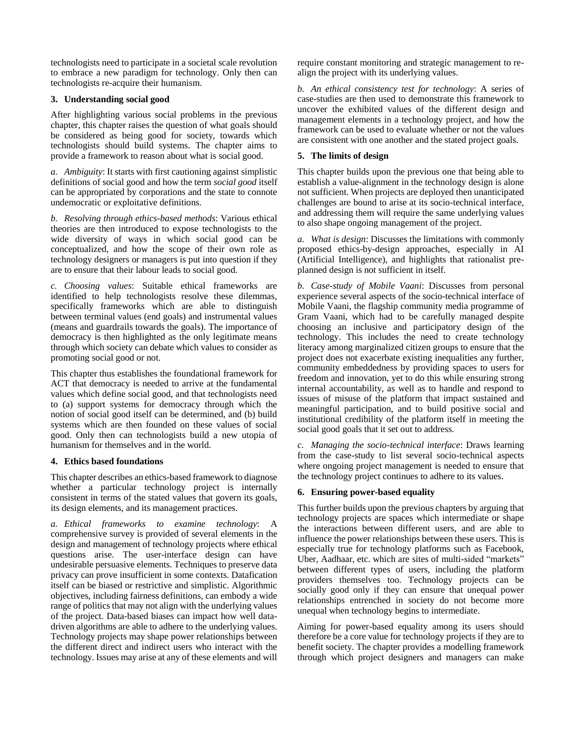technologists need to participate in a societal scale revolution to embrace a new paradigm for technology. Only then can technologists re-acquire their humanism.

## 3. Understanding social good

After highlighting various social problems in the previous chapter, this chapter raises the question of what goals should be considered as being good for society, towards which technologists should build systems. The chapter aims to provide a framework to reason about what is social good.

*a. Ambiguity*: It starts with first cautioning against simplistic definitions of social good and how the term *social good* itself can be appropriated by corporations and the state to connote undemocratic or exploitative definitions.

*b. Resolving through ethics-based methods*: Various ethical theories are then introduced to expose technologists to the wide diversity of ways in which social good can be conceptualized, and how the scope of their own role as technology designers or managers is put into question if they are to ensure that their labour leads to social good.

*c. Choosing values*: Suitable ethical frameworks are identified to help technologists resolve these dilemmas, specifically frameworks which are able to distinguish between terminal values (end goals) and instrumental values (means and guardrails towards the goals). The importance of democracy is then highlighted as the only legitimate means through which society can debate which values to consider as promoting social good or not.

This chapter thus establishes the foundational framework for ACT that democracy is needed to arrive at the fundamental values which define social good, and that technologists need to (a) support systems for democracy through which the notion of social good itself can be determined, and (b) build systems which are then founded on these values of social good. Only then can technologists build a new utopia of humanism for themselves and in the world.

## 4. Ethics based foundations

This chapter describes an ethics-based framework to diagnose whether a particular technology project is internally consistent in terms of the stated values that govern its goals, its design elements, and its management practices.

*a. Ethical frameworks to examine technology*: A comprehensive survey is provided of several elements in the design and management of technology projects where ethical questions arise. The user-interface design can have undesirable persuasive elements. Techniques to preserve data privacy can prove insufficient in some contexts. Datafication itself can be biased or restrictive and simplistic. Algorithmic objectives, including fairness definitions, can embody a wide range of politics that may not align with the underlying values of the project. Data-based biases can impact how well data-driven algorithms are able to adhere to the underlying values. Technology projects may shape power relationships between the different direct and indirect users who interact with the technology. Issues may arise at any of these elements and will require constant monitoring and strategic management to re-align the project with its underlying values.

*b. An ethical consistency test for technology*: A series of case-studies are then used to demonstrate this framework to uncover the exhibited values of the different design and management elements in a technology project, and how the framework can be used to evaluate whether or not the values are consistent with one another and the stated project goals.

## 5. The limits of design

This chapter builds upon the previous one that being able to establish a value-alignment in the technology design is alone not sufficient. When projects are deployed then unanticipated challenges are bound to arise at its socio-technical interface, and addressing them will require the same underlying values to also shape ongoing management of the project.

*a. What is design*: Discusses the limitations with commonly proposed ethics-by-design approaches, especially in AI (Artificial Intelligence), and highlights that rationalist pre-planned design is not sufficient in itself.

*b. Case-study of Mobile Vaani*: Discusses from personal experience several aspects of the socio-technical interface of Mobile Vaani, the flagship community media programme of Gram Vaani, which had to be carefully managed despite choosing an inclusive and participatory design of the technology. This includes the need to create technology literacy among marginalized citizen groups to ensure that the project does not exacerbate existing inequalities any further, community embeddedness by providing spaces to users for freedom and innovation, yet to do this while ensuring strong internal accountability, as well as to handle and respond to issues of misuse of the platform that impact sustained and meaningful participation, and to build positive social and institutional credibility of the platform itself in meeting the social good goals that it set out to address.

*c. Managing the socio-technical interface*: Draws learning from the case-study to list several socio-technical aspects where ongoing project management is needed to ensure that the technology project continues to adhere to its values.

## 6. Ensuring power-based equality

This further builds upon the previous chapters by arguing that technology projects are spaces which intermediate or shape the interactions between different users, and are able to influence the power relationships between these users. This is especially true for technology platforms such as Facebook, Uber, Aadhaar, etc. which are sites of multi-sided "markets" between different types of users, including the platform providers themselves too. Technology projects can be socially good only if they can ensure that unequal power relationships entrenched in society do not become more unequal when technology begins to intermediate.

Aiming for power-based equality among its users should therefore be a core value for technology projects if they are to benefit society. The chapter provides a modelling framework through which project designers and managers can make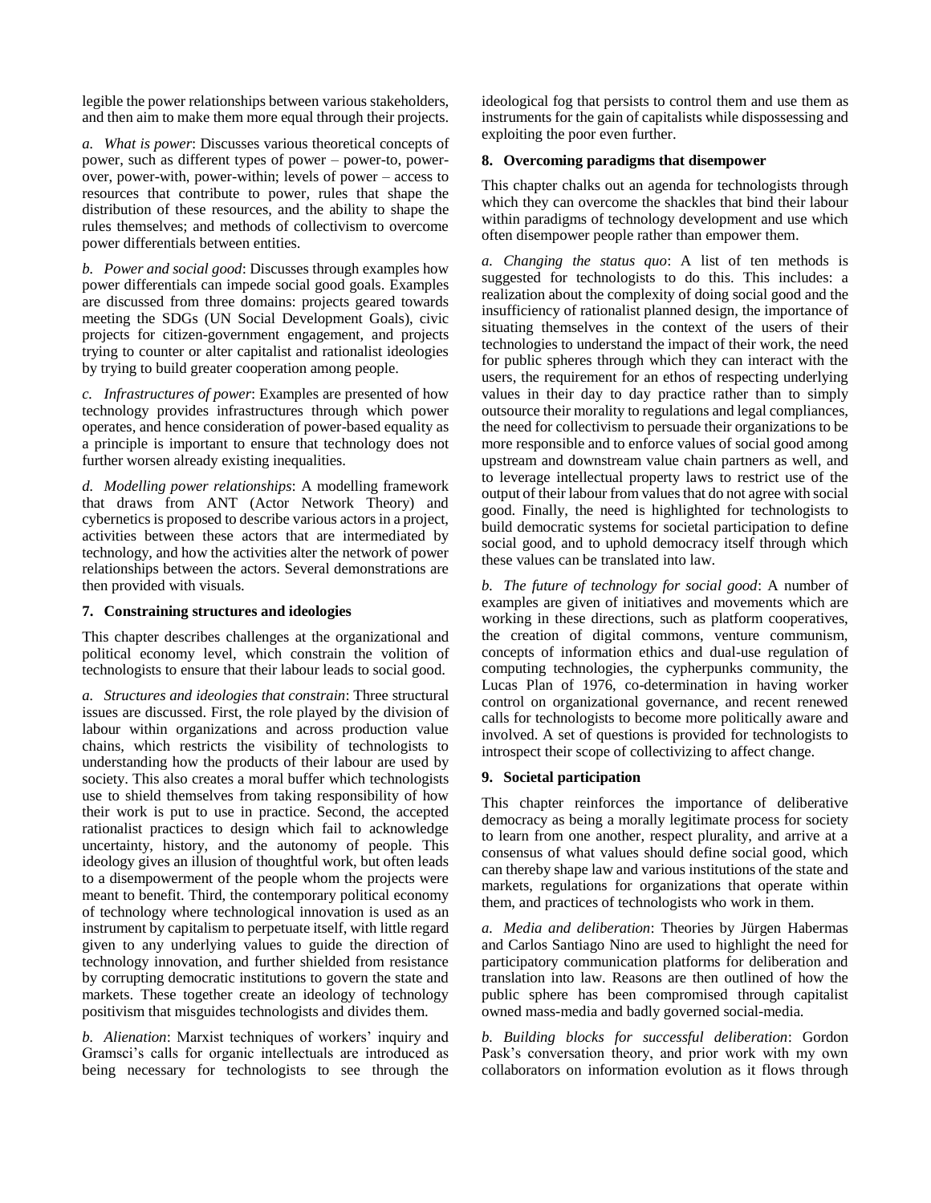legible the power relationships between various stakeholders, and then aim to make them more equal through their projects.

*a. What is power*: Discusses various theoretical concepts of power, such as different types of power – power-to, power-over, power-with, power-within; levels of power – access to resources that contribute to power, rules that shape the distribution of these resources, and the ability to shape the rules themselves; and methods of collectivism to overcome power differentials between entities.

*b. Power and social good*: Discusses through examples how power differentials can impede social good goals. Examples are discussed from three domains: projects geared towards meeting the SDGs (UN Social Development Goals), civic projects for citizen-government engagement, and projects trying to counter or alter capitalist and rationalist ideologies by trying to build greater cooperation among people.

*c. Infrastructures of power*: Examples are presented of how technology provides infrastructures through which power operates, and hence consideration of power-based equality as a principle is important to ensure that technology does not further worsen already existing inequalities.

*d. Modelling power relationships*: A modelling framework that draws from ANT (Actor Network Theory) and cybernetics is proposed to describe various actors in a project, activities between these actors that are intermediated by technology, and how the activities alter the network of power relationships between the actors. Several demonstrations are then provided with visuals.

### 7. Constraining structures and ideologies

This chapter describes challenges at the organizational and political economy level, which constrain the volition of technologists to ensure that their labour leads to social good.

*a. Structures and ideologies that constrain*: Three structural issues are discussed. First, the role played by the division of labour within organizations and across production value chains, which restricts the visibility of technologists to understanding how the products of their labour are used by society. This also creates a moral buffer which technologists use to shield themselves from taking responsibility of how their work is put to use in practice. Second, the accepted rationalist practices to design which fail to acknowledge uncertainty, history, and the autonomy of people. This ideology gives an illusion of thoughtful work, but often leads to a disempowerment of the people whom the projects were meant to benefit. Third, the contemporary political economy of technology where technological innovation is used as an instrument by capitalism to perpetuate itself, with little regard given to any underlying values to guide the direction of technology innovation, and further shielded from resistance by corrupting democratic institutions to govern the state and markets. These together create an ideology of technology positivism that misguides technologists and divides them.

*b. Alienation*: Marxist techniques of workers' inquiry and Gramsci's calls for organic intellectuals are introduced as being necessary for technologists to see through the ideological fog that persists to control them and use them as instruments for the gain of capitalists while dispossessing and exploiting the poor even further.

### 8. Overcoming paradigms that disempower

This chapter chalks out an agenda for technologists through which they can overcome the shackles that bind their labour within paradigms of technology development and use which often disempower people rather than empower them.

*a. Changing the status quo*: A list of ten methods is suggested for technologists to do this. This includes: a realization about the complexity of doing social good and the insufficiency of rationalist planned design, the importance of situating themselves in the context of the users of their technologies to understand the impact of their work, the need for public spheres through which they can interact with the users, the requirement for an ethos of respecting underlying values in their day to day practice rather than to simply outsource their morality to regulations and legal compliances, the need for collectivism to persuade their organizations to be more responsible and to enforce values of social good among upstream and downstream value chain partners as well, and to leverage intellectual property laws to restrict use of the output of their labour from values that do not agree with social good. Finally, the need is highlighted for technologists to build democratic systems for societal participation to define social good, and to uphold democracy itself through which these values can be translated into law.

*b. The future of technology for social good*: A number of examples are given of initiatives and movements which are working in these directions, such as platform cooperatives, the creation of digital commons, venture communism, concepts of information ethics and dual-use regulation of computing technologies, the cypherpunks community, the Lucas Plan of 1976, co-determination in having worker control on organizational governance, and recent renewed calls for technologists to become more politically aware and involved. A set of questions is provided for technologists to introspect their scope of collectivizing to affect change.

### 9. Societal participation

This chapter reinforces the importance of deliberative democracy as being a morally legitimate process for society to learn from one another, respect plurality, and arrive at a consensus of what values should define social good, which can thereby shape law and various institutions of the state and markets, regulations for organizations that operate within them, and practices of technologists who work in them.

*a. Media and deliberation*: Theories by Jürgen Habermas and Carlos Santiago Nino are used to highlight the need for participatory communication platforms for deliberation and translation into law. Reasons are then outlined of how the public sphere has been compromised through capitalist owned mass-media and badly governed social-media.

*b. Building blocks for successful deliberation*: Gordon Pask's conversation theory, and prior work with my own collaborators on information evolution as it flows through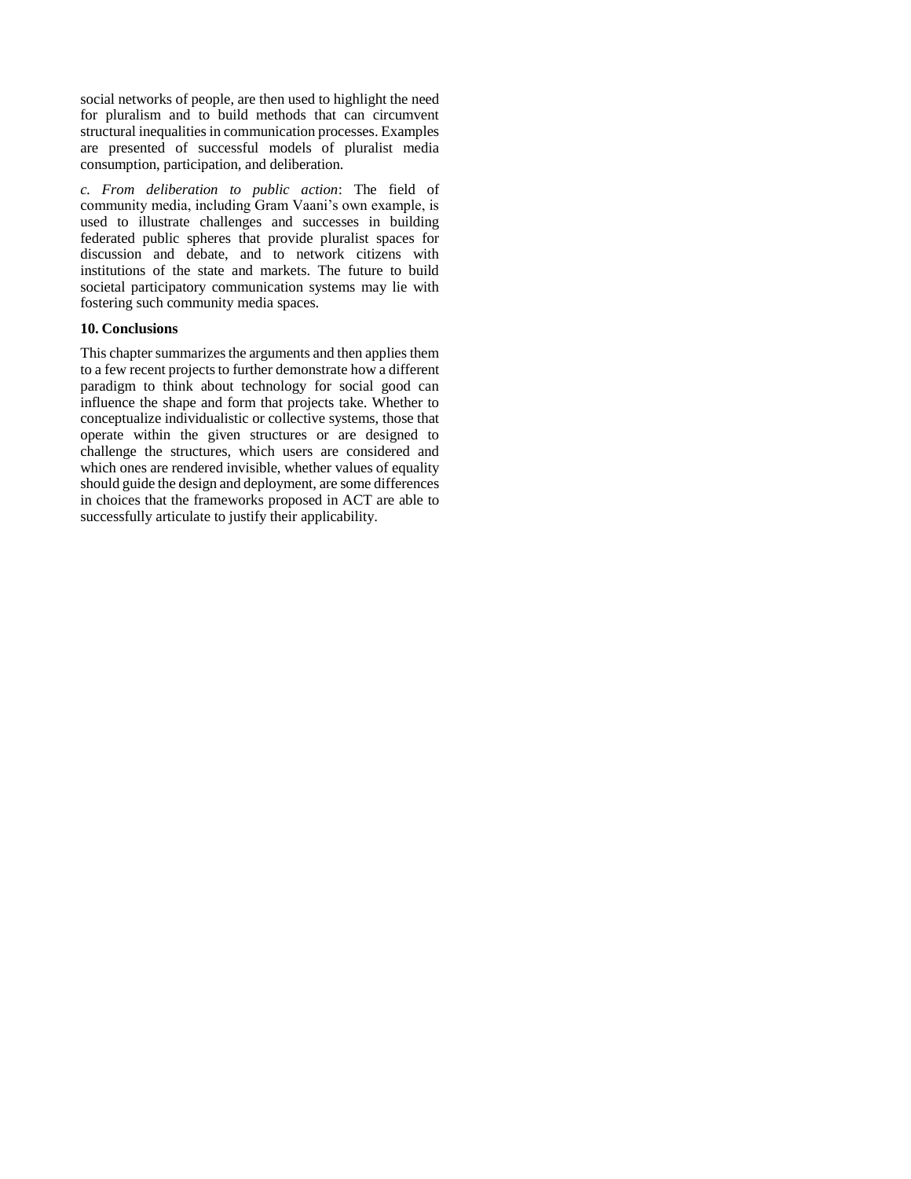social networks of people, are then used to highlight the need for pluralism and to build methods that can circumvent structural inequalities in communication processes. Examples are presented of successful models of pluralist media consumption, participation, and deliberation.

*c. From deliberation to public action*: The field of community media, including Gram Vaani's own example, is used to illustrate challenges and successes in building federated public spheres that provide pluralist spaces for discussion and debate, and to network citizens with institutions of the state and markets. The future to build societal participatory communication systems may lie with fostering such community media spaces.

**10. Conclusions**

This chapter summarizes the arguments and then applies them to a few recent projects to further demonstrate how a different paradigm to think about technology for social good can influence the shape and form that projects take. Whether to conceptualize individualistic or collective systems, those that operate within the given structures or are designed to challenge the structures, which users are considered and which ones are rendered invisible, whether values of equality should guide the design and deployment, are some differences in choices that the frameworks proposed in ACT are able to successfully articulate to justify their applicability.